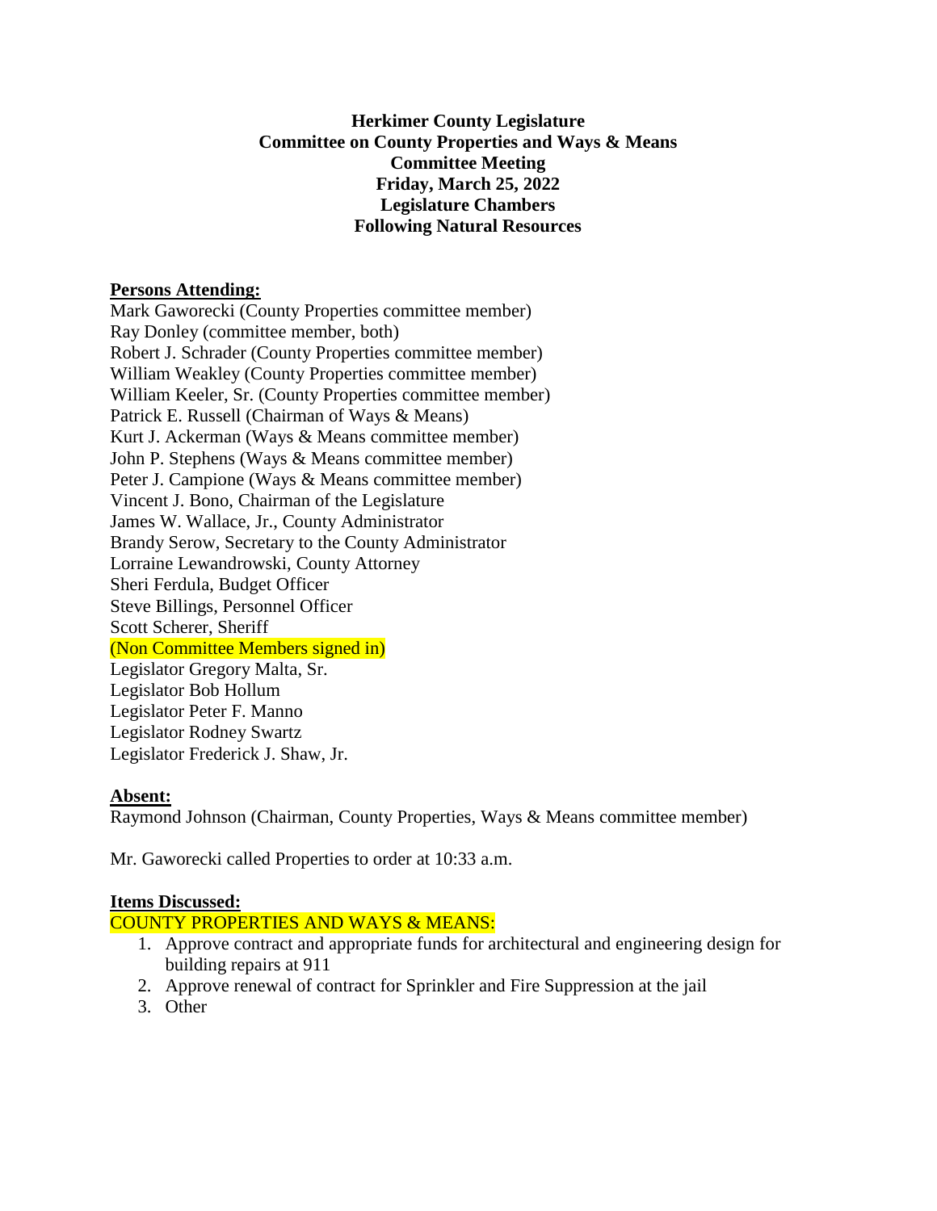**Herkimer County Legislature**
**Committee on County Properties and Ways & Means**
**Committee Meeting**
**Friday, March 25, 2022**
**Legislature Chambers**
**Following Natural Resources**

**Persons Attending:**

Mark Gaworecki (County Properties committee member)
Ray Donley (committee member, both)
Robert J. Schrader (County Properties committee member)
William Weakley (County Properties committee member)
William Keeler, Sr. (County Properties committee member)
Patrick E. Russell (Chairman of Ways & Means)
Kurt J. Ackerman (Ways & Means committee member)
John P. Stephens (Ways & Means committee member)
Peter J. Campione (Ways & Means committee member)
Vincent J. Bono, Chairman of the Legislature
James W. Wallace, Jr., County Administrator
Brandy Serow, Secretary to the County Administrator
Lorraine Lewandrowski, County Attorney
Sheri Ferdula, Budget Officer
Steve Billings, Personnel Officer
Scott Scherer, Sheriff
(Non Committee Members signed in)
Legislator Gregory Malta, Sr.
Legislator Bob Hollum
Legislator Peter F. Manno
Legislator Rodney Swartz
Legislator Frederick J. Shaw, Jr.

**Absent:**

Raymond Johnson (Chairman, County Properties, Ways & Means committee member)

Mr. Gaworecki called Properties to order at 10:33 a.m.

**Items Discussed:**

COUNTY PROPERTIES AND WAYS & MEANS:

1. Approve contract and appropriate funds for architectural and engineering design for building repairs at 911
2. Approve renewal of contract for Sprinkler and Fire Suppression at the jail
3. Other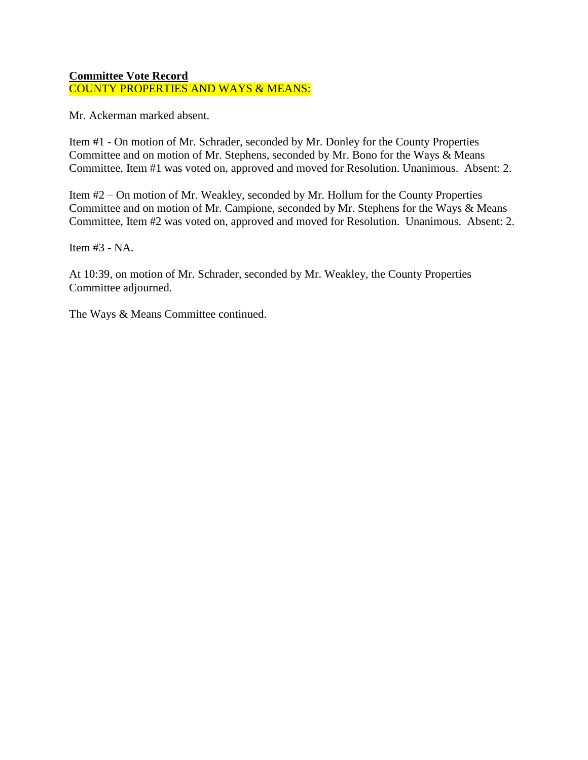**Committee Vote Record**

COUNTY PROPERTIES AND WAYS & MEANS:

Mr. Ackerman marked absent.

Item #1 - On motion of Mr. Schrader, seconded by Mr. Donley for the County Properties Committee and on motion of Mr. Stephens, seconded by Mr. Bono for the Ways & Means Committee, Item #1 was voted on, approved and moved for Resolution. Unanimous. Absent: 2.

Item #2 – On motion of Mr. Weakley, seconded by Mr. Hollum for the County Properties Committee and on motion of Mr. Campione, seconded by Mr. Stephens for the Ways & Means Committee, Item #2 was voted on, approved and moved for Resolution. Unanimous. Absent: 2.

Item #3 - NA.

At 10:39, on motion of Mr. Schrader, seconded by Mr. Weakley, the County Properties Committee adjourned.

The Ways & Means Committee continued.